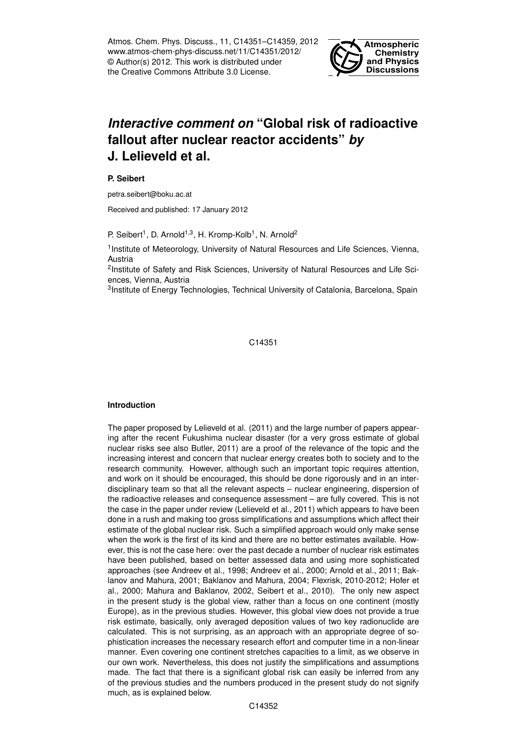# *Interactive comment on* "Global risk of radioactive fallout after nuclear reactor accidents" *by* J. Lelieveld et al.

**P. Seibert**

petra.seibert@boku.ac.at

Received and published: 17 January 2012

P. Seibert[1], D. Arnold[1,3], H. Kromp-Kolb[1], N. Arnold[2]

[1]Institute of Meteorology, University of Natural Resources and Life Sciences, Vienna, Austria

[2]Institute of Safety and Risk Sciences, University of Natural Resources and Life Sciences, Vienna, Austria

[3]Institute of Energy Technologies, Technical University of Catalonia, Barcelona, Spain

**Introduction**

The paper proposed by Lelieveld et al. (2011) and the large number of papers appearing after the recent Fukushima nuclear disaster (for a very gross estimate of global nuclear risks see also Butler, 2011) are a proof of the relevance of the topic and the increasing interest and concern that nuclear energy creates both to society and to the research community. However, although such an important topic requires attention, and work on it should be encouraged, this should be done rigorously and in an interdisciplinary team so that all the relevant aspects – nuclear engineering, dispersion of the radioactive releases and consequence assessment – are fully covered. This is not the case in the paper under review (Lelieveld et al., 2011) which appears to have been done in a rush and making too gross simplifications and assumptions which affect their estimate of the global nuclear risk. Such a simplified approach would only make sense when the work is the first of its kind and there are no better estimates available. However, this is not the case here: over the past decade a number of nuclear risk estimates have been published, based on better assessed data and using more sophisticated approaches (see Andreev et al., 1998; Andreev et al., 2000; Arnold et al., 2011; Baklanov and Mahura, 2001; Baklanov and Mahura, 2004; Flexrisk, 2010-2012; Hofer et al., 2000; Mahura and Baklanov, 2002, Seibert et al., 2010). The only new aspect in the present study is the global view, rather than a focus on one continent (mostly Europe), as in the previous studies. However, this global view does not provide a true risk estimate, basically, only averaged deposition values of two key radionuclide are calculated. This is not surprising, as an approach with an appropriate degree of sophistication increases the necessary research effort and computer time in a non-linear manner. Even covering one continent stretches capacities to a limit, as we observe in our own work. Nevertheless, this does not justify the simplifications and assumptions made. The fact that there is a significant global risk can easily be inferred from any of the previous studies and the numbers produced in the present study do not signify much, as is explained below.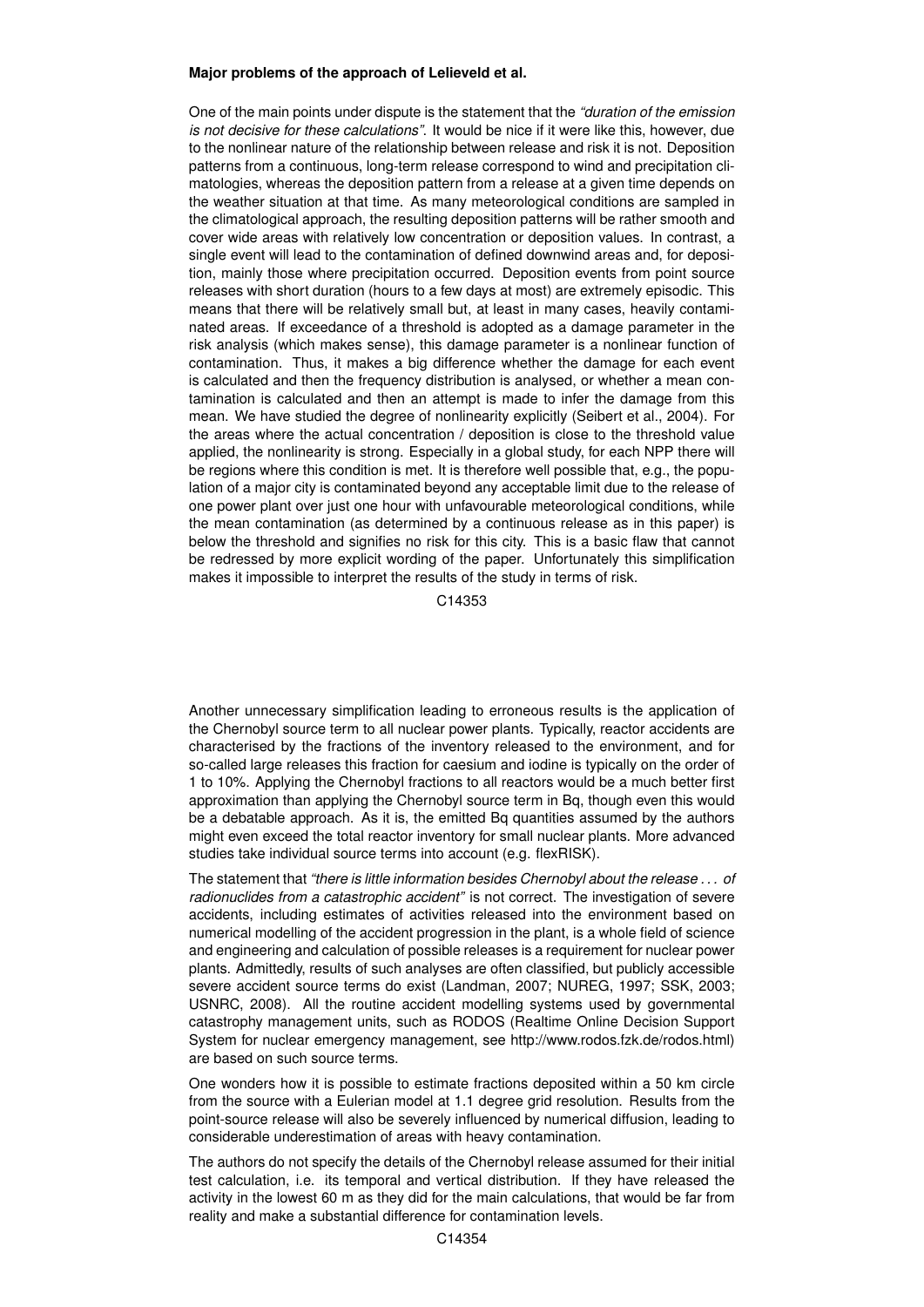**Major problems of the approach of Lelieveld et al.**

One of the main points under dispute is the statement that the *"duration of the emission is not decisive for these calculations"*. It would be nice if it were like this, however, due to the nonlinear nature of the relationship between release and risk it is not. Deposition patterns from a continuous, long-term release correspond to wind and precipitation climatologies, whereas the deposition pattern from a release at a given time depends on the weather situation at that time. As many meteorological conditions are sampled in the climatological approach, the resulting deposition patterns will be rather smooth and cover wide areas with relatively low concentration or deposition values. In contrast, a single event will lead to the contamination of defined downwind areas and, for deposition, mainly those where precipitation occurred. Deposition events from point source releases with short duration (hours to a few days at most) are extremely episodic. This means that there will be relatively small but, at least in many cases, heavily contaminated areas. If exceedance of a threshold is adopted as a damage parameter in the risk analysis (which makes sense), this damage parameter is a nonlinear function of contamination. Thus, it makes a big difference whether the damage for each event is calculated and then the frequency distribution is analysed, or whether a mean contamination is calculated and then an attempt is made to infer the damage from this mean. We have studied the degree of nonlinearity explicitly (Seibert et al., 2004). For the areas where the actual concentration / deposition is close to the threshold value applied, the nonlinearity is strong. Especially in a global study, for each NPP there will be regions where this condition is met. It is therefore well possible that, e.g., the population of a major city is contaminated beyond any acceptable limit due to the release of one power plant over just one hour with unfavourable meteorological conditions, while the mean contamination (as determined by a continuous release as in this paper) is below the threshold and signifies no risk for this city. This is a basic flaw that cannot be redressed by more explicit wording of the paper. Unfortunately this simplification makes it impossible to interpret the results of the study in terms of risk.

Another unnecessary simplification leading to erroneous results is the application of the Chernobyl source term to all nuclear power plants. Typically, reactor accidents are characterised by the fractions of the inventory released to the environment, and for so-called large releases this fraction for caesium and iodine is typically on the order of 1 to 10%. Applying the Chernobyl fractions to all reactors would be a much better first approximation than applying the Chernobyl source term in Bq, though even this would be a debatable approach. As it is, the emitted Bq quantities assumed by the authors might even exceed the total reactor inventory for small nuclear plants. More advanced studies take individual source terms into account (e.g. flexRISK).

The statement that *"there is little information besides Chernobyl about the release . . . of radionuclides from a catastrophic accident"* is not correct. The investigation of severe accidents, including estimates of activities released into the environment based on numerical modelling of the accident progression in the plant, is a whole field of science and engineering and calculation of possible releases is a requirement for nuclear power plants. Admittedly, results of such analyses are often classified, but publicly accessible severe accident source terms do exist (Landman, 2007; NUREG, 1997; SSK, 2003; USNRC, 2008). All the routine accident modelling systems used by governmental catastrophy management units, such as RODOS (Realtime Online Decision Support System for nuclear emergency management, see http://www.rodos.fzk.de/rodos.html) are based on such source terms.

One wonders how it is possible to estimate fractions deposited within a 50 km circle from the source with a Eulerian model at 1.1 degree grid resolution. Results from the point-source release will also be severely influenced by numerical diffusion, leading to considerable underestimation of areas with heavy contamination.

The authors do not specify the details of the Chernobyl release assumed for their initial test calculation, i.e. its temporal and vertical distribution. If they have released the activity in the lowest 60 m as they did for the main calculations, that would be far from reality and make a substantial difference for contamination levels.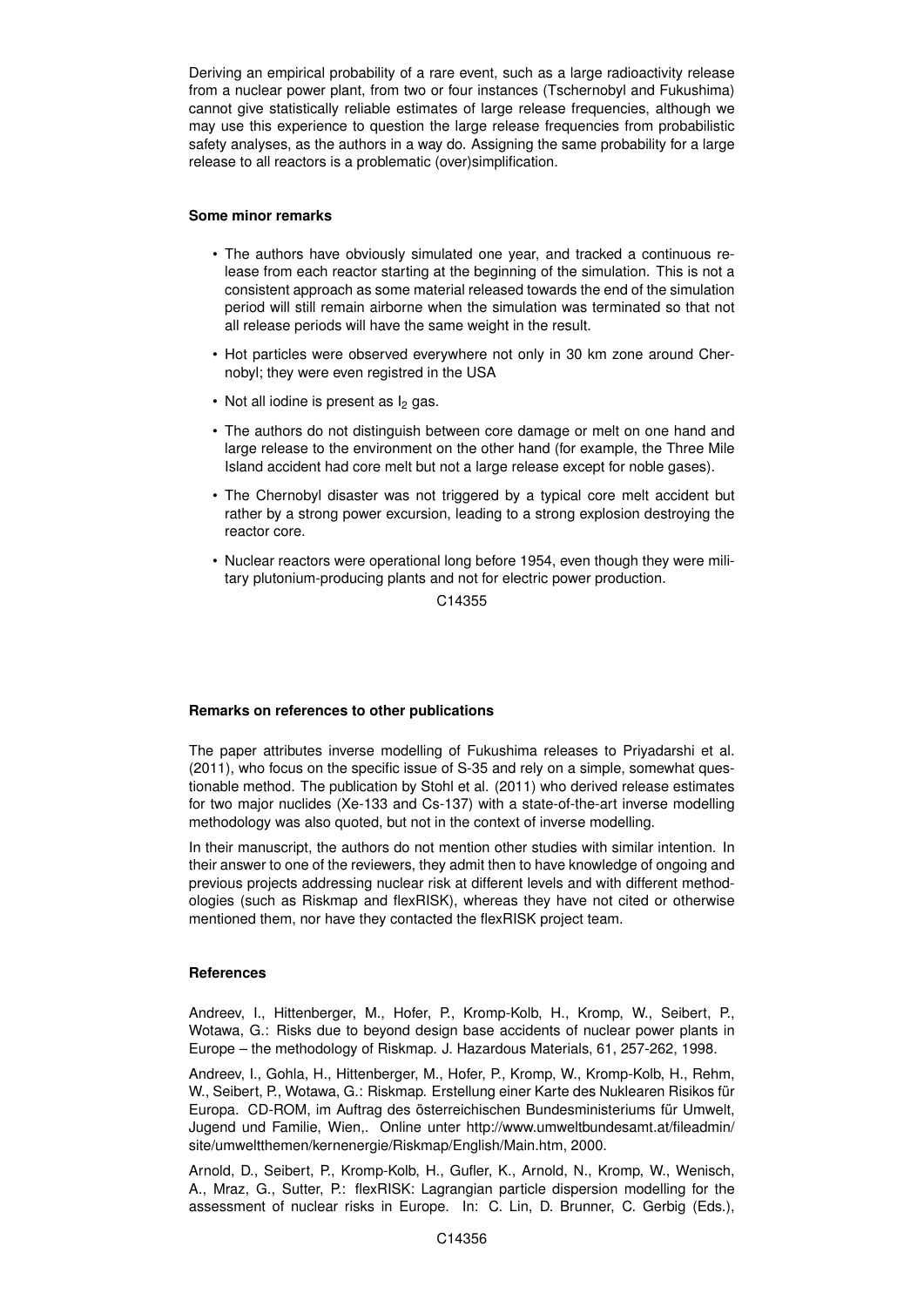Deriving an empirical probability of a rare event, such as a large radioactivity release from a nuclear power plant, from two or four instances (Tschernobyl and Fukushima) cannot give statistically reliable estimates of large release frequencies, although we may use this experience to question the large release frequencies from probabilistic safety analyses, as the authors in a way do. Assigning the same probability for a large release to all reactors is a problematic (over)simplification.

**Some minor remarks**

- The authors have obviously simulated one year, and tracked a continuous release from each reactor starting at the beginning of the simulation. This is not a consistent approach as some material released towards the end of the simulation period will still remain airborne when the simulation was terminated so that not all release periods will have the same weight in the result.
- Hot particles were observed everywhere not only in 30 km zone around Chernobyl; they were even registred in the USA
- Not all iodine is present as $I_2$ gas.
- The authors do not distinguish between core damage or melt on one hand and large release to the environment on the other hand (for example, the Three Mile Island accident had core melt but not a large release except for noble gases).
- The Chernobyl disaster was not triggered by a typical core melt accident but rather by a strong power excursion, leading to a strong explosion destroying the reactor core.
- Nuclear reactors were operational long before 1954, even though they were military plutonium-producing plants and not for electric power production.

**Remarks on references to other publications**

The paper attributes inverse modelling of Fukushima releases to Priyadarshi et al. (2011), who focus on the specific issue of S-35 and rely on a simple, somewhat questionable method. The publication by Stohl et al. (2011) who derived release estimates for two major nuclides (Xe-133 and Cs-137) with a state-of-the-art inverse modelling methodology was also quoted, but not in the context of inverse modelling.

In their manuscript, the authors do not mention other studies with similar intention. In their answer to one of the reviewers, they admit then to have knowledge of ongoing and previous projects addressing nuclear risk at different levels and with different methodologies (such as Riskmap and flexRISK), whereas they have not cited or otherwise mentioned them, nor have they contacted the flexRISK project team.

**References**

Andreev, I., Hittenberger, M., Hofer, P., Kromp-Kolb, H., Kromp, W., Seibert, P., Wotawa, G.: Risks due to beyond design base accidents of nuclear power plants in Europe – the methodology of Riskmap. J. Hazardous Materials, 61, 257-262, 1998.

Andreev, I., Gohla, H., Hittenberger, M., Hofer, P., Kromp, W., Kromp-Kolb, H., Rehm, W., Seibert, P., Wotawa, G.: Riskmap. Erstellung einer Karte des Nuklearen Risikos für Europa. CD-ROM, im Auftrag des österreichischen Bundesministeriums für Umwelt, Jugend und Familie, Wien,. Online unter http://www.umweltbundesamt.at/fileadmin/site/umweltthemen/kernenergie/Riskmap/English/Main.htm, 2000.

Arnold, D., Seibert, P., Kromp-Kolb, H., Gufler, K., Arnold, N., Kromp, W., Wenisch, A., Mraz, G., Sutter, P.: flexRISK: Lagrangian particle dispersion modelling for the assessment of nuclear risks in Europe. In: C. Lin, D. Brunner, C. Gerbig (Eds.),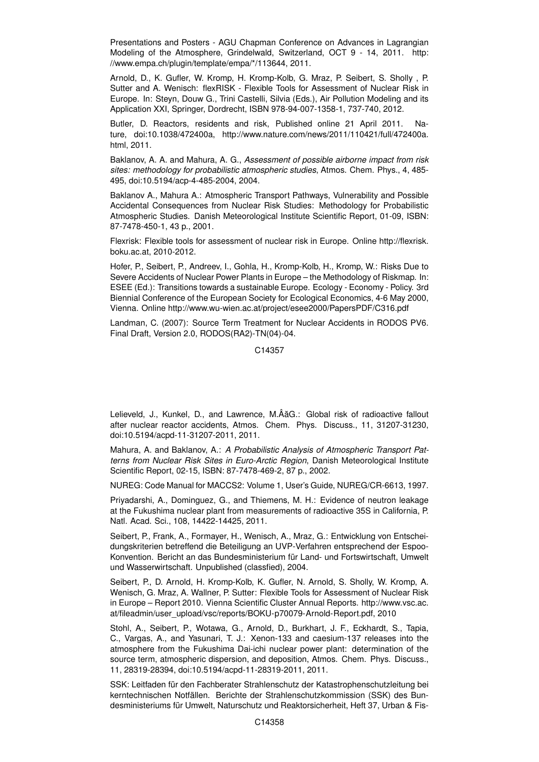Presentations and Posters - AGU Chapman Conference on Advances in Lagrangian Modeling of the Atmosphere, Grindelwald, Switzerland, OCT 9 - 14, 2011. http://www.empa.ch/plugin/template/empa/*/113644, 2011.

Arnold, D., K. Gufler, W. Kromp, H. Kromp-Kolb, G. Mraz, P. Seibert, S. Sholly , P. Sutter and A. Wenisch: flexRISK - Flexible Tools for Assessment of Nuclear Risk in Europe. In: Steyn, Douw G., Trini Castelli, Silvia (Eds.), Air Pollution Modeling and its Application XXI, Springer, Dordrecht, ISBN 978-94-007-1358-1, 737-740, 2012.

Butler, D. Reactors, residents and risk, Published online 21 April 2011. Nature, doi:10.1038/472400a, http://www.nature.com/news/2011/110421/full/472400a.html, 2011.

Baklanov, A. A. and Mahura, A. G., *Assessment of possible airborne impact from risk sites: methodology for probabilistic atmospheric studies*, Atmos. Chem. Phys., 4, 485-495, doi:10.5194/acp-4-485-2004, 2004.

Baklanov A., Mahura A.: Atmospheric Transport Pathways, Vulnerability and Possible Accidental Consequences from Nuclear Risk Studies: Methodology for Probabilistic Atmospheric Studies. Danish Meteorological Institute Scientific Report, 01-09, ISBN: 87-7478-450-1, 43 p., 2001.

Flexrisk: Flexible tools for assessment of nuclear risk in Europe. Online http://flexrisk.boku.ac.at, 2010-2012.

Hofer, P., Seibert, P., Andreev, I., Gohla, H., Kromp-Kolb, H., Kromp, W.: Risks Due to Severe Accidents of Nuclear Power Plants in Europe – the Methodology of Riskmap. In: ESEE (Ed.): Transitions towards a sustainable Europe. Ecology - Economy - Policy. 3rd Biennial Conference of the European Society for Ecological Economics, 4-6 May 2000, Vienna. Online http://www.wu-wien.ac.at/project/esee2000/PapersPDF/C316.pdf

Landman, C. (2007): Source Term Treatment for Nuclear Accidents in RODOS PV6. Final Draft, Version 2.0, RODOS(RA2)-TN(04)-04.

Lelieveld, J., Kunkel, D., and Lawrence, M.ÂăG.: Global risk of radioactive fallout after nuclear reactor accidents, Atmos. Chem. Phys. Discuss., 11, 31207-31230, doi:10.5194/acpd-11-31207-2011, 2011.

Mahura, A. and Baklanov, A.: *A Probabilistic Analysis of Atmospheric Transport Patterns from Nuclear Risk Sites in Euro-Arctic Region*, Danish Meteorological Institute Scientific Report, 02-15, ISBN: 87-7478-469-2, 87 p., 2002.

NUREG: Code Manual for MACCS2: Volume 1, User's Guide, NUREG/CR-6613, 1997.

Priyadarshi, A., Dominguez, G., and Thiemens, M. H.: Evidence of neutron leakage at the Fukushima nuclear plant from measurements of radioactive 35S in California, P. Natl. Acad. Sci., 108, 14422-14425, 2011.

Seibert, P., Frank, A., Formayer, H., Wenisch, A., Mraz, G.: Entwicklung von Entscheidungskriterien betreffend die Beteiligung an UVP-Verfahren entsprechend der Espoo-Konvention. Bericht an das Bundesministerium für Land- und Fortswirtschaft, Umwelt und Wasserwirtschaft. Unpublished (classfied), 2004.

Seibert, P., D. Arnold, H. Kromp-Kolb, K. Gufler, N. Arnold, S. Sholly, W. Kromp, A. Wenisch, G. Mraz, A. Wallner, P. Sutter: Flexible Tools for Assessment of Nuclear Risk in Europe – Report 2010. Vienna Scientific Cluster Annual Reports. http://www.vsc.ac.at/fileadmin/user_upload/vsc/reports/BOKU-p70079-Arnold-Report.pdf, 2010

Stohl, A., Seibert, P., Wotawa, G., Arnold, D., Burkhart, J. F., Eckhardt, S., Tapia, C., Vargas, A., and Yasunari, T. J.: Xenon-133 and caesium-137 releases into the atmosphere from the Fukushima Dai-ichi nuclear power plant: determination of the source term, atmospheric dispersion, and deposition, Atmos. Chem. Phys. Discuss., 11, 28319-28394, doi:10.5194/acpd-11-28319-2011, 2011.

SSK: Leitfaden für den Fachberater Strahlenschutz der Katastrophenschutzleitung bei kerntechnischen Notfällen. Berichte der Strahlenschutzkommission (SSK) des Bundesministeriums für Umwelt, Naturschutz und Reaktorsicherheit, Heft 37, Urban & Fis-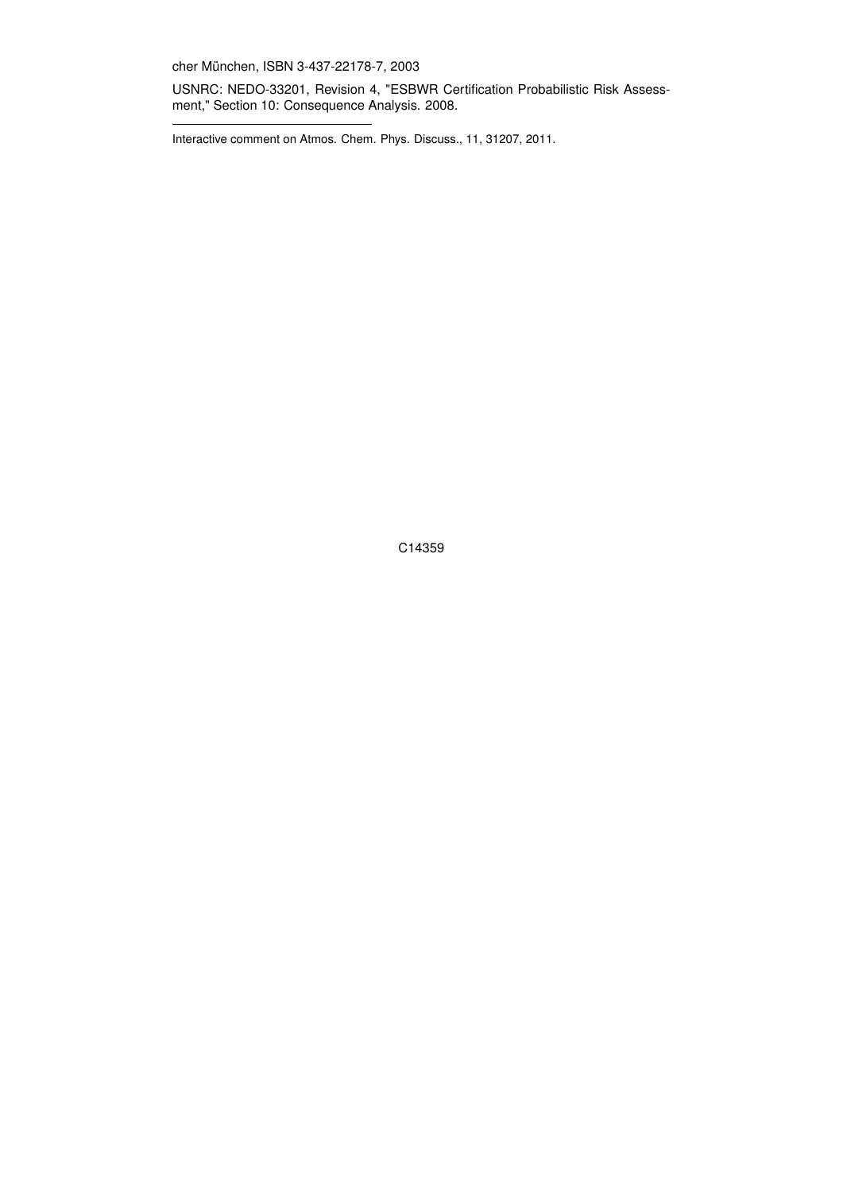cher München, ISBN 3-437-22178-7, 2003

USNRC: NEDO-33201, Revision 4, "ESBWR Certification Probabilistic Risk Assessment," Section 10: Consequence Analysis. 2008.

---

Interactive comment on Atmos. Chem. Phys. Discuss., 11, 31207, 2011.